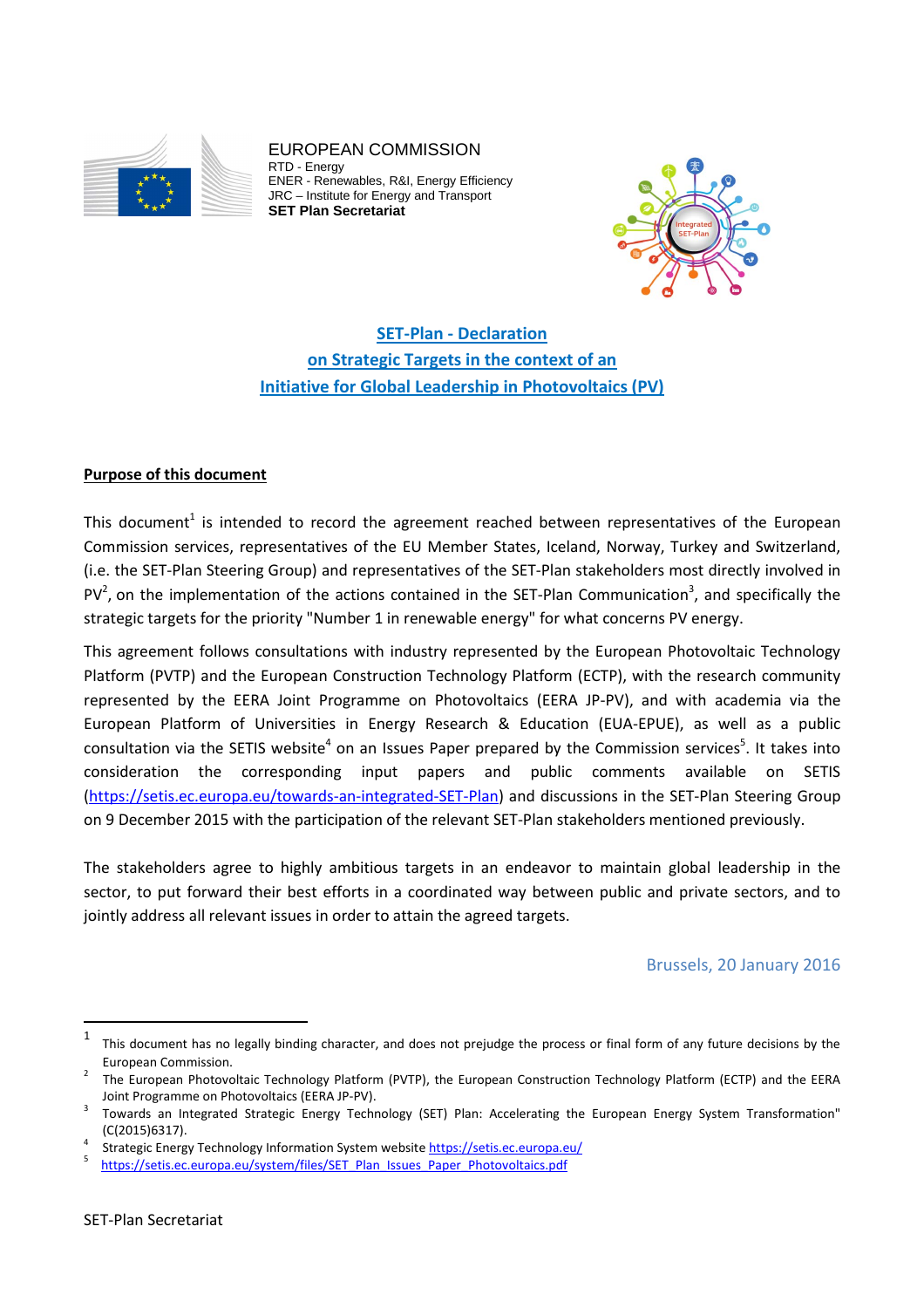EUROPEAN COMMISSION
RTD - Energy
ENER - Renewables, R&I, Energy Efficiency
JRC – Institute for Energy and Transport
**SET Plan Secretariat**

# SET-Plan - Declaration on Strategic Targets in the context of an Initiative for Global Leadership in Photovoltaics (PV)

## Purpose of this document

This document[1] is intended to record the agreement reached between representatives of the European Commission services, representatives of the EU Member States, Iceland, Norway, Turkey and Switzerland, (i.e. the SET-Plan Steering Group) and representatives of the SET-Plan stakeholders most directly involved in PV[2], on the implementation of the actions contained in the SET-Plan Communication[3], and specifically the strategic targets for the priority "Number 1 in renewable energy" for what concerns PV energy.

This agreement follows consultations with industry represented by the European Photovoltaic Technology Platform (PVTP) and the European Construction Technology Platform (ECTP), with the research community represented by the EERA Joint Programme on Photovoltaics (EERA JP-PV), and with academia via the European Platform of Universities in Energy Research & Education (EUA-EPUE), as well as a public consultation via the SETIS website[4] on an Issues Paper prepared by the Commission services[5]. It takes into consideration the corresponding input papers and public comments available on SETIS (https://setis.ec.europa.eu/towards-an-integrated-SET-Plan) and discussions in the SET-Plan Steering Group on 9 December 2015 with the participation of the relevant SET-Plan stakeholders mentioned previously.

The stakeholders agree to highly ambitious targets in an endeavor to maintain global leadership in the sector, to put forward their best efforts in a coordinated way between public and private sectors, and to jointly address all relevant issues in order to attain the agreed targets.

Brussels, 20 January 2016

---

[1] This document has no legally binding character, and does not prejudge the process or final form of any future decisions by the European Commission.

[2] The European Photovoltaic Technology Platform (PVTP), the European Construction Technology Platform (ECTP) and the EERA Joint Programme on Photovoltaics (EERA JP-PV).

[3] Towards an Integrated Strategic Energy Technology (SET) Plan: Accelerating the European Energy System Transformation" (C(2015)6317).

[4] Strategic Energy Technology Information System website https://setis.ec.europa.eu/

[5] https://setis.ec.europa.eu/system/files/SET_Plan_Issues_Paper_Photovoltaics.pdf

SET-Plan Secretariat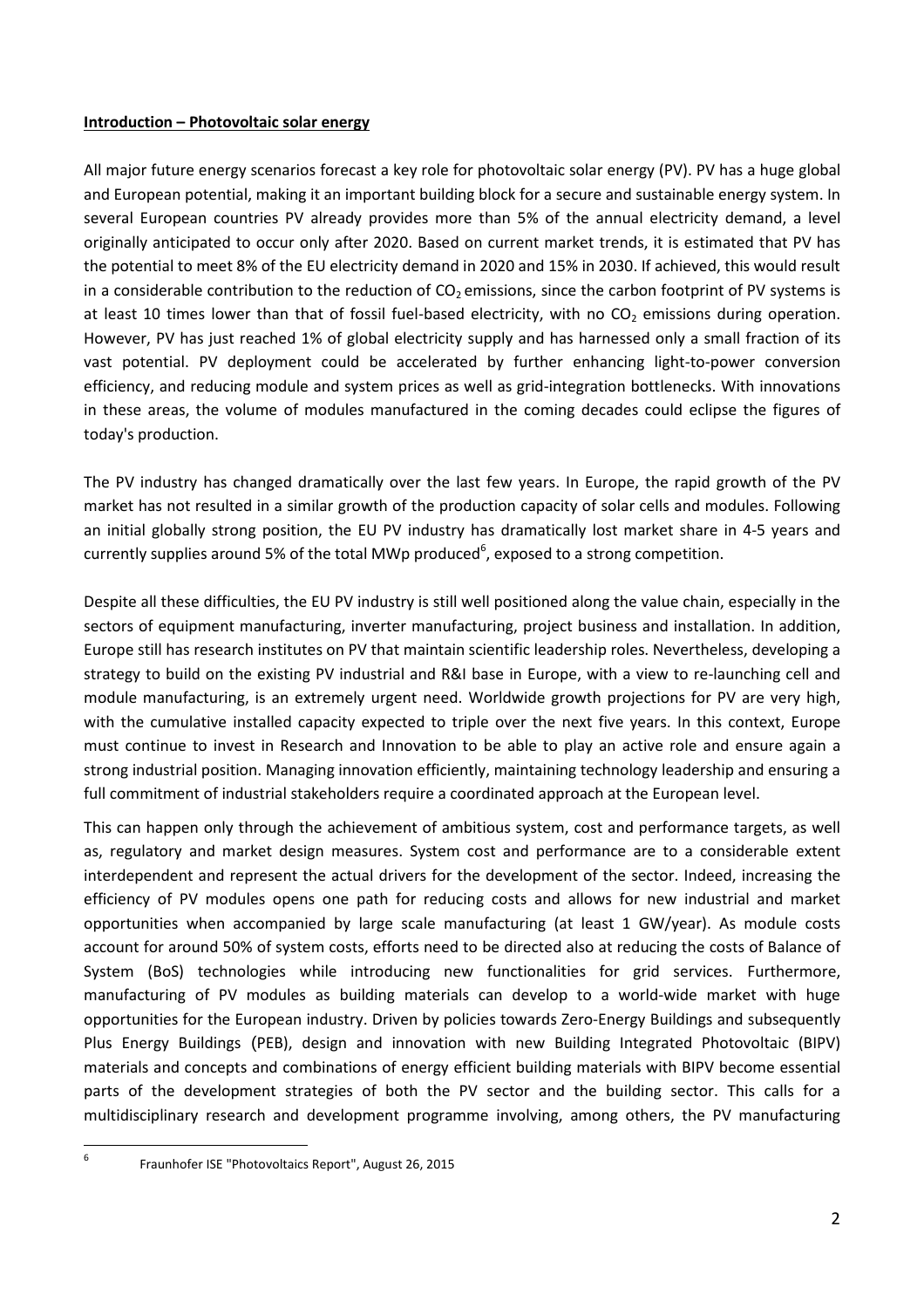**Introduction – Photovoltaic solar energy**

All major future energy scenarios forecast a key role for photovoltaic solar energy (PV). PV has a huge global and European potential, making it an important building block for a secure and sustainable energy system. In several European countries PV already provides more than 5% of the annual electricity demand, a level originally anticipated to occur only after 2020. Based on current market trends, it is estimated that PV has the potential to meet 8% of the EU electricity demand in 2020 and 15% in 2030. If achieved, this would result in a considerable contribution to the reduction of $CO_2$ emissions, since the carbon footprint of PV systems is at least 10 times lower than that of fossil fuel-based electricity, with no $CO_2$ emissions during operation. However, PV has just reached 1% of global electricity supply and has harnessed only a small fraction of its vast potential. PV deployment could be accelerated by further enhancing light-to-power conversion efficiency, and reducing module and system prices as well as grid-integration bottlenecks. With innovations in these areas, the volume of modules manufactured in the coming decades could eclipse the figures of today's production.

The PV industry has changed dramatically over the last few years. In Europe, the rapid growth of the PV market has not resulted in a similar growth of the production capacity of solar cells and modules. Following an initial globally strong position, the EU PV industry has dramatically lost market share in 4-5 years and currently supplies around 5% of the total MWp produced[6], exposed to a strong competition.

Despite all these difficulties, the EU PV industry is still well positioned along the value chain, especially in the sectors of equipment manufacturing, inverter manufacturing, project business and installation. In addition, Europe still has research institutes on PV that maintain scientific leadership roles. Nevertheless, developing a strategy to build on the existing PV industrial and R&I base in Europe, with a view to re-launching cell and module manufacturing, is an extremely urgent need. Worldwide growth projections for PV are very high, with the cumulative installed capacity expected to triple over the next five years. In this context, Europe must continue to invest in Research and Innovation to be able to play an active role and ensure again a strong industrial position. Managing innovation efficiently, maintaining technology leadership and ensuring a full commitment of industrial stakeholders require a coordinated approach at the European level.

This can happen only through the achievement of ambitious system, cost and performance targets, as well as, regulatory and market design measures. System cost and performance are to a considerable extent interdependent and represent the actual drivers for the development of the sector. Indeed, increasing the efficiency of PV modules opens one path for reducing costs and allows for new industrial and market opportunities when accompanied by large scale manufacturing (at least 1 GW/year). As module costs account for around 50% of system costs, efforts need to be directed also at reducing the costs of Balance of System (BoS) technologies while introducing new functionalities for grid services. Furthermore, manufacturing of PV modules as building materials can develop to a world-wide market with huge opportunities for the European industry. Driven by policies towards Zero-Energy Buildings and subsequently Plus Energy Buildings (PEB), design and innovation with new Building Integrated Photovoltaic (BIPV) materials and concepts and combinations of energy efficient building materials with BIPV become essential parts of the development strategies of both the PV sector and the building sector. This calls for a multidisciplinary research and development programme involving, among others, the PV manufacturing

[6] Fraunhofer ISE "Photovoltaics Report", August 26, 2015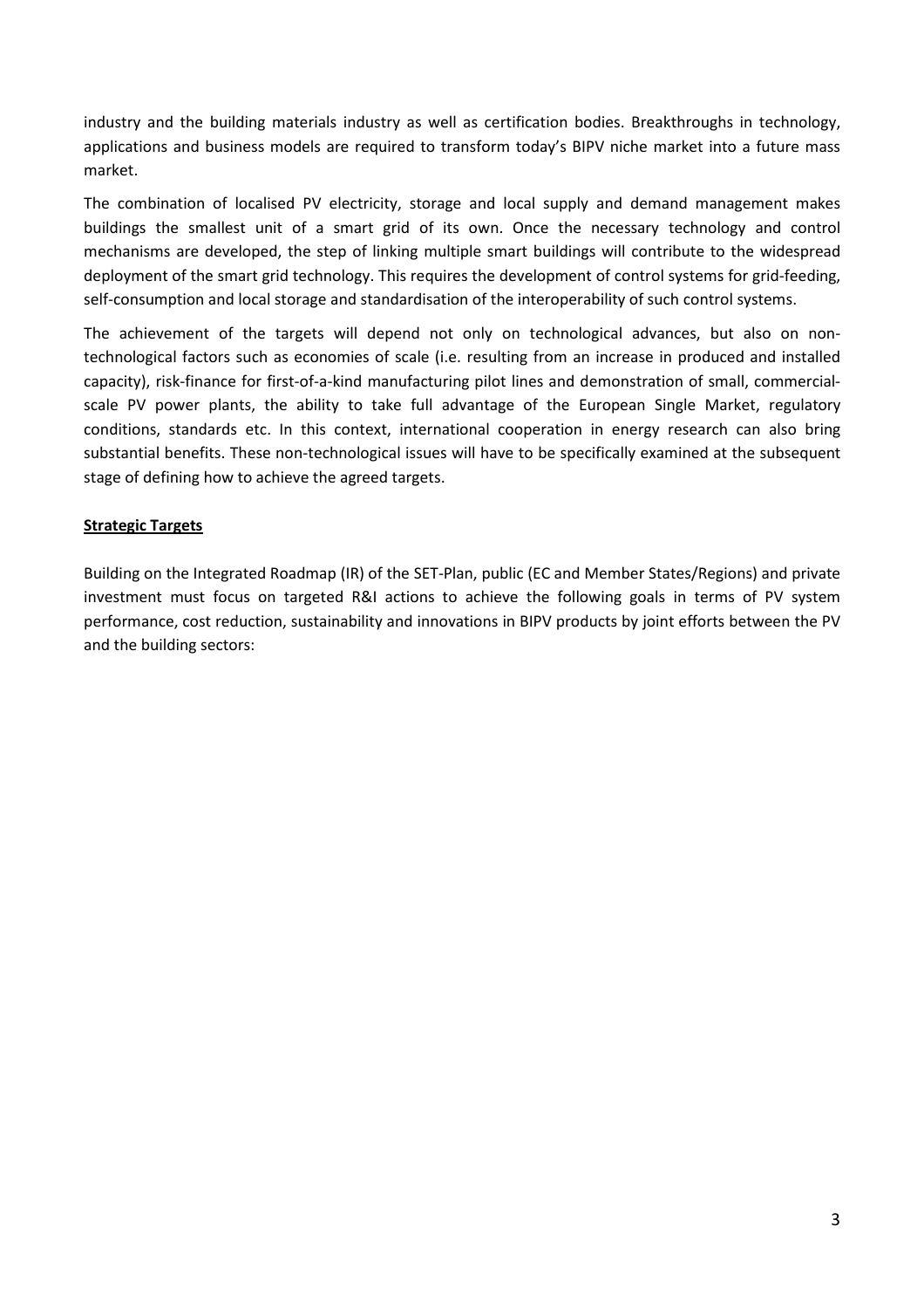industry and the building materials industry as well as certification bodies. Breakthroughs in technology, applications and business models are required to transform today's BIPV niche market into a future mass market.

The combination of localised PV electricity, storage and local supply and demand management makes buildings the smallest unit of a smart grid of its own. Once the necessary technology and control mechanisms are developed, the step of linking multiple smart buildings will contribute to the widespread deployment of the smart grid technology. This requires the development of control systems for grid-feeding, self-consumption and local storage and standardisation of the interoperability of such control systems.

The achievement of the targets will depend not only on technological advances, but also on non-technological factors such as economies of scale (i.e. resulting from an increase in produced and installed capacity), risk-finance for first-of-a-kind manufacturing pilot lines and demonstration of small, commercial-scale PV power plants, the ability to take full advantage of the European Single Market, regulatory conditions, standards etc. In this context, international cooperation in energy research can also bring substantial benefits. These non-technological issues will have to be specifically examined at the subsequent stage of defining how to achieve the agreed targets.

## Strategic Targets

Building on the Integrated Roadmap (IR) of the SET-Plan, public (EC and Member States/Regions) and private investment must focus on targeted R&I actions to achieve the following goals in terms of PV system performance, cost reduction, sustainability and innovations in BIPV products by joint efforts between the PV and the building sectors: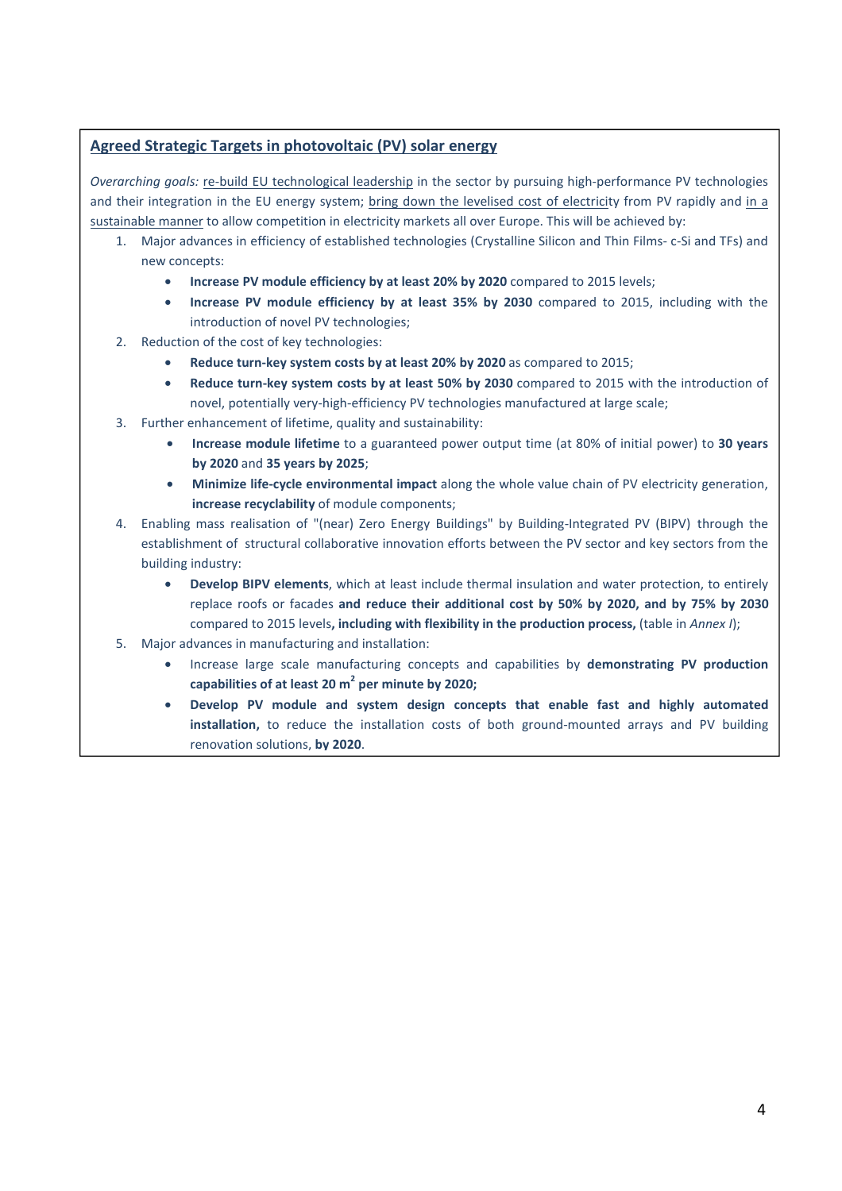## Agreed Strategic Targets in photovoltaic (PV) solar energy

*Overarching goals:* re-build EU technological leadership in the sector by pursuing high-performance PV technologies and their integration in the EU energy system; bring down the levelised cost of electricity from PV rapidly and in a sustainable manner to allow competition in electricity markets all over Europe. This will be achieved by:

1. Major advances in efficiency of established technologies (Crystalline Silicon and Thin Films- c-Si and TFs) and new concepts:
    - **Increase PV module efficiency by at least 20% by 2020** compared to 2015 levels;
    - **Increase PV module efficiency by at least 35% by 2030** compared to 2015, including with the introduction of novel PV technologies;
2. Reduction of the cost of key technologies:
    - **Reduce turn-key system costs by at least 20% by 2020** as compared to 2015;
    - **Reduce turn-key system costs by at least 50% by 2030** compared to 2015 with the introduction of novel, potentially very-high-efficiency PV technologies manufactured at large scale;
3. Further enhancement of lifetime, quality and sustainability:
    - **Increase module lifetime** to a guaranteed power output time (at 80% of initial power) to **30 years by 2020** and **35 years by 2025**;
    - **Minimize life-cycle environmental impact** along the whole value chain of PV electricity generation, **increase recyclability** of module components;
4. Enabling mass realisation of "(near) Zero Energy Buildings" by Building-Integrated PV (BIPV) through the establishment of structural collaborative innovation efforts between the PV sector and key sectors from the building industry:
    - **Develop BIPV elements**, which at least include thermal insulation and water protection, to entirely replace roofs or facades **and reduce their additional cost by 50% by 2020, and by 75% by 2030** compared to 2015 levels**, including with flexibility in the production process,** (table in *Annex I*);
5. Major advances in manufacturing and installation:
    - Increase large scale manufacturing concepts and capabilities by **demonstrating PV production capabilities of at least 20 $m^2$ per minute by 2020;**
    - **Develop PV module and system design concepts that enable fast and highly automated installation,** to reduce the installation costs of both ground-mounted arrays and PV building renovation solutions, **by 2020**.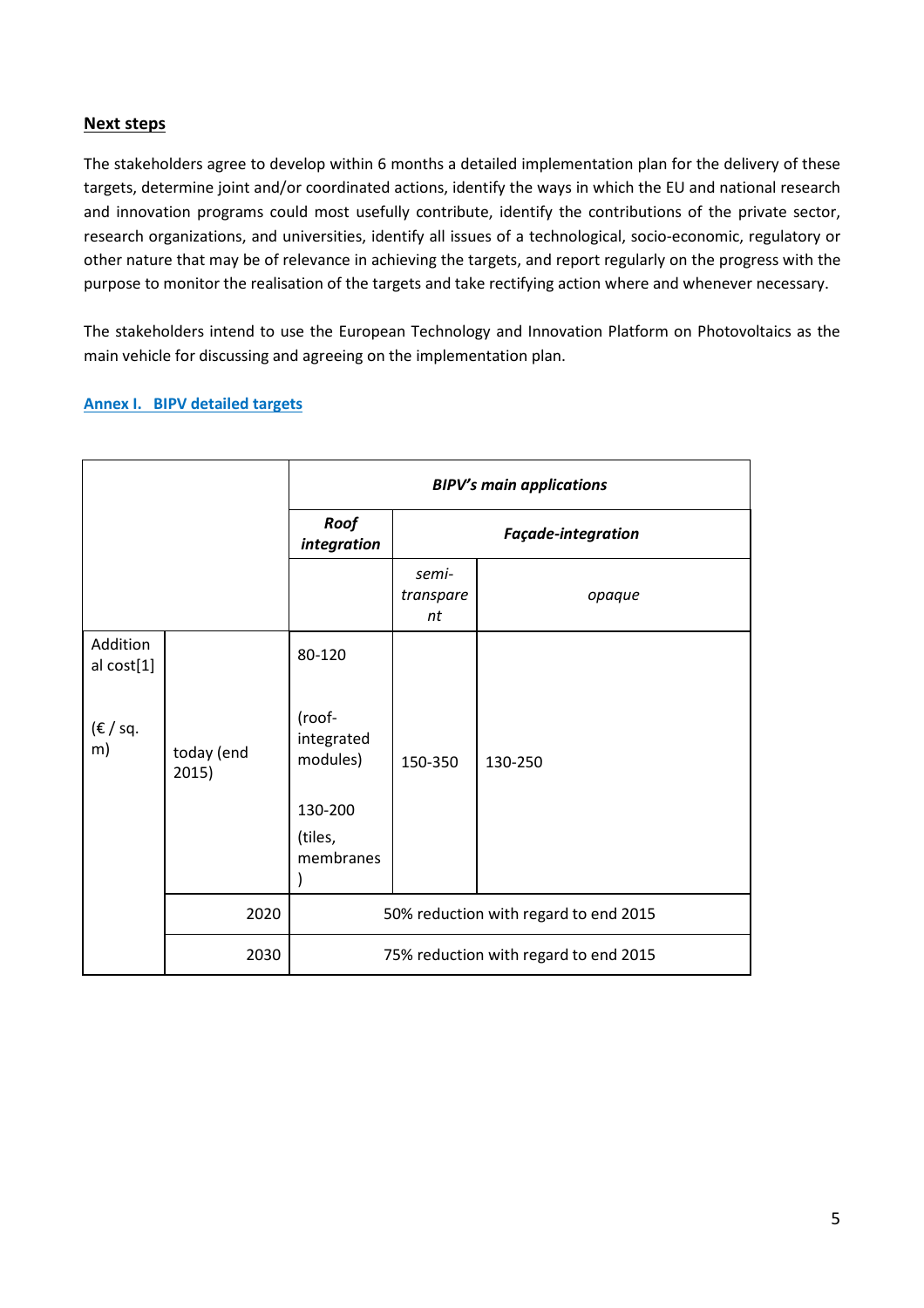**Next steps**

The stakeholders agree to develop within 6 months a detailed implementation plan for the delivery of these targets, determine joint and/or coordinated actions, identify the ways in which the EU and national research and innovation programs could most usefully contribute, identify the contributions of the private sector, research organizations, and universities, identify all issues of a technological, socio-economic, regulatory or other nature that may be of relevance in achieving the targets, and report regularly on the progress with the purpose to monitor the realisation of the targets and take rectifying action where and whenever necessary.

The stakeholders intend to use the European Technology and Innovation Platform on Photovoltaics as the main vehicle for discussing and agreeing on the implementation plan.

**Annex I. BIPV detailed targets**

| | | ***BIPV's main applications*** | | |
|---|---|---|---|---|
| | | ***Roof integration*** | ***Façade-integration*** | |
| | | | *semi-transparent* | *opaque* |
| Additional cost[1] (€ / sq. m) | today (end 2015) | 80-120 (roof-integrated modules) 130-200 (tiles, membranes) | 150-350 | 130-250 |
| | 2020 | 50% reduction with regard to end 2015 | | |
| | 2030 | 75% reduction with regard to end 2015 | | |